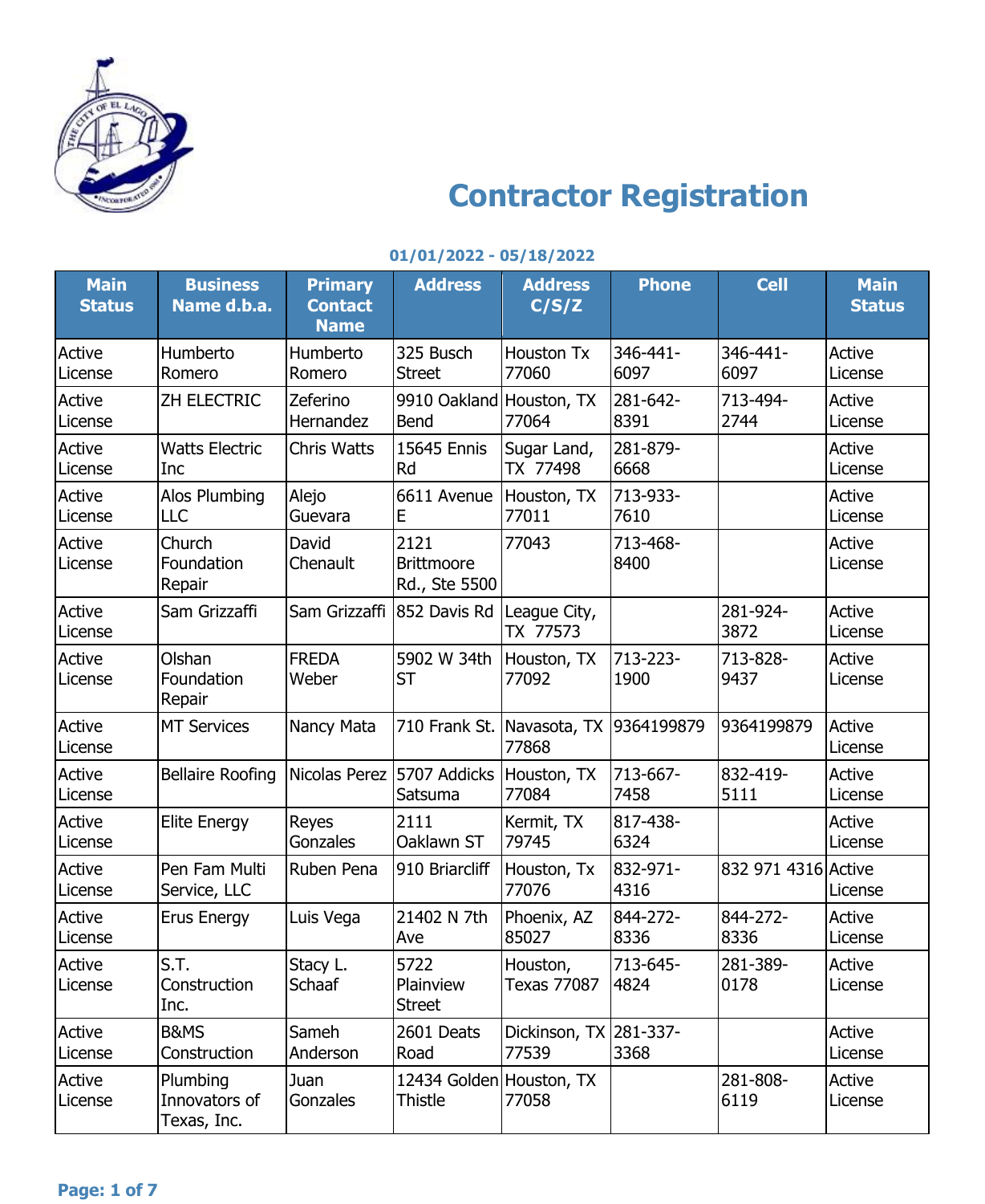# Contractor Registration

01/01/2022 - 05/18/2022

| Main Status | Business Name d.b.a. | Primary Contact Name | Address | Address C/S/Z | Phone | Cell | Main Status |
|---|---|---|---|---|---|---|---|
| Active License | Humberto Romero | Humberto Romero | 325 Busch Street | Houston Tx 77060 | 346-441-6097 | 346-441-6097 | Active License |
| Active License | ZH ELECTRIC | Zeferino Hernandez | 9910 Oakland Bend | Houston, TX 77064 | 281-642-8391 | 713-494-2744 | Active License |
| Active License | Watts Electric Inc | Chris Watts | 15645 Ennis Rd | Sugar Land, TX 77498 | 281-879-6668 | | Active License |
| Active License | Alos Plumbing LLC | Alejo Guevara | 6611 Avenue E | Houston, TX 77011 | 713-933-7610 | | Active License |
| Active License | Church Foundation Repair | David Chenault | 2121 Brittmoore Rd., Ste 5500 | 77043 | 713-468-8400 | | Active License |
| Active License | Sam Grizzaffi | Sam Grizzaffi | 852 Davis Rd | League City, TX 77573 | | 281-924-3872 | Active License |
| Active License | Olshan Foundation Repair | FREDA Weber | 5902 W 34th ST | Houston, TX 77092 | 713-223-1900 | 713-828-9437 | Active License |
| Active License | MT Services | Nancy Mata | 710 Frank St. | Navasota, TX 77868 | 9364199879 | 9364199879 | Active License |
| Active License | Bellaire Roofing | Nicolas Perez | 5707 Addicks Satsuma | Houston, TX 77084 | 713-667-7458 | 832-419-5111 | Active License |
| Active License | Elite Energy | Reyes Gonzales | 2111 Oaklawn ST | Kermit, TX 79745 | 817-438-6324 | | Active License |
| Active License | Pen Fam Multi Service, LLC | Ruben Pena | 910 Briarcliff | Houston, Tx 77076 | 832-971-4316 | 832 971 4316 | Active License |
| Active License | Erus Energy | Luis Vega | 21402 N 7th Ave | Phoenix, AZ 85027 | 844-272-8336 | 844-272-8336 | Active License |
| Active License | S.T. Construction Inc. | Stacy L. Schaaf | 5722 Plainview Street | Houston, Texas 77087 | 713-645-4824 | 281-389-0178 | Active License |
| Active License | B&MS Construction | Sameh Anderson | 2601 Deats Road | Dickinson, TX 77539 | 281-337-3368 | | Active License |
| Active License | Plumbing Innovators of Texas, Inc. | Juan Gonzales | 12434 Golden Thistle | Houston, TX 77058 | | 281-808-6119 | Active License |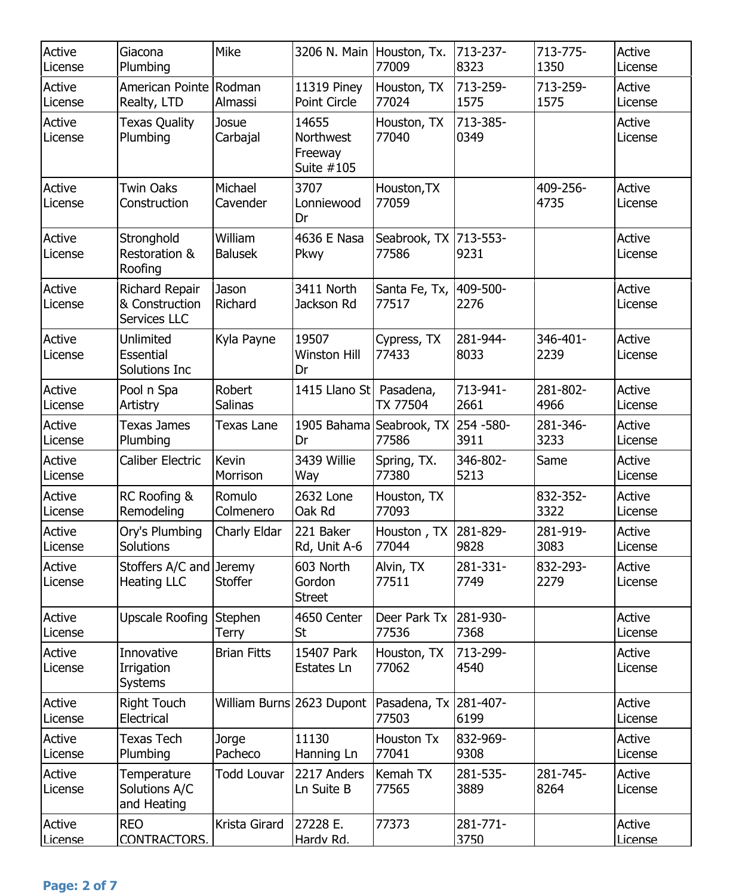| | | | | | | | |
|---|---|---|---|---|---|---|---|
| Active License | Giacona Plumbing | Mike | 3206 N. Main | Houston, Tx. 77009 | 713-237-8323 | 713-775-1350 | Active License |
| Active License | American Pointe Realty, LTD | Rodman Almassi | 11319 Piney Point Circle | Houston, TX 77024 | 713-259-1575 | 713-259-1575 | Active License |
| Active License | Texas Quality Plumbing | Josue Carbajal | 14655 Northwest Freeway Suite #105 | Houston, TX 77040 | 713-385-0349 | | Active License |
| Active License | Twin Oaks Construction | Michael Cavender | 3707 Lonniewood Dr | Houston,TX 77059 | | 409-256-4735 | Active License |
| Active License | Stronghold Restoration & Roofing | William Balusek | 4636 E Nasa Pkwy | Seabrook, TX 77586 | 713-553-9231 | | Active License |
| Active License | Richard Repair & Construction Services LLC | Jason Richard | 3411 North Jackson Rd | Santa Fe, Tx, 77517 | 409-500-2276 | | Active License |
| Active License | Unlimited Essential Solutions Inc | Kyla Payne | 19507 Winston Hill Dr | Cypress, TX 77433 | 281-944-8033 | 346-401-2239 | Active License |
| Active License | Pool n Spa Artistry | Robert Salinas | 1415 Llano St | Pasadena, TX 77504 | 713-941-2661 | 281-802-4966 | Active License |
| Active License | Texas James Plumbing | Texas Lane | 1905 Bahama Dr | Seabrook, TX 77586 | 254 -580-3911 | 281-346-3233 | Active License |
| Active License | Caliber Electric | Kevin Morrison | 3439 Willie Way | Spring, TX. 77380 | 346-802-5213 | Same | Active License |
| Active License | RC Roofing & Remodeling | Romulo Colmenero | 2632 Lone Oak Rd | Houston, TX 77093 | | 832-352-3322 | Active License |
| Active License | Ory's Plumbing Solutions | Charly Eldar | 221 Baker Rd, Unit A-6 | Houston , TX 77044 | 281-829-9828 | 281-919-3083 | Active License |
| Active License | Stoffers A/C and Heating LLC | Jeremy Stoffer | 603 North Gordon Street | Alvin, TX 77511 | 281-331-7749 | 832-293-2279 | Active License |
| Active License | Upscale Roofing | Stephen Terry | 4650 Center St | Deer Park Tx 77536 | 281-930-7368 | | Active License |
| Active License | Innovative Irrigation Systems | Brian Fitts | 15407 Park Estates Ln | Houston, TX 77062 | 713-299-4540 | | Active License |
| Active License | Right Touch Electrical | William Burns | 2623 Dupont | Pasadena, Tx 77503 | 281-407-6199 | | Active License |
| Active License | Texas Tech Plumbing | Jorge Pacheco | 11130 Hanning Ln | Houston Tx 77041 | 832-969-9308 | | Active License |
| Active License | Temperature Solutions A/C and Heating | Todd Louvar | 2217 Anders Ln Suite B | Kemah TX 77565 | 281-535-3889 | 281-745-8264 | Active License |
| Active License | REO CONTRACTORS. | Krista Girard | 27228 E. Hardy Rd. | 77373 | 281-771-3750 | | Active License |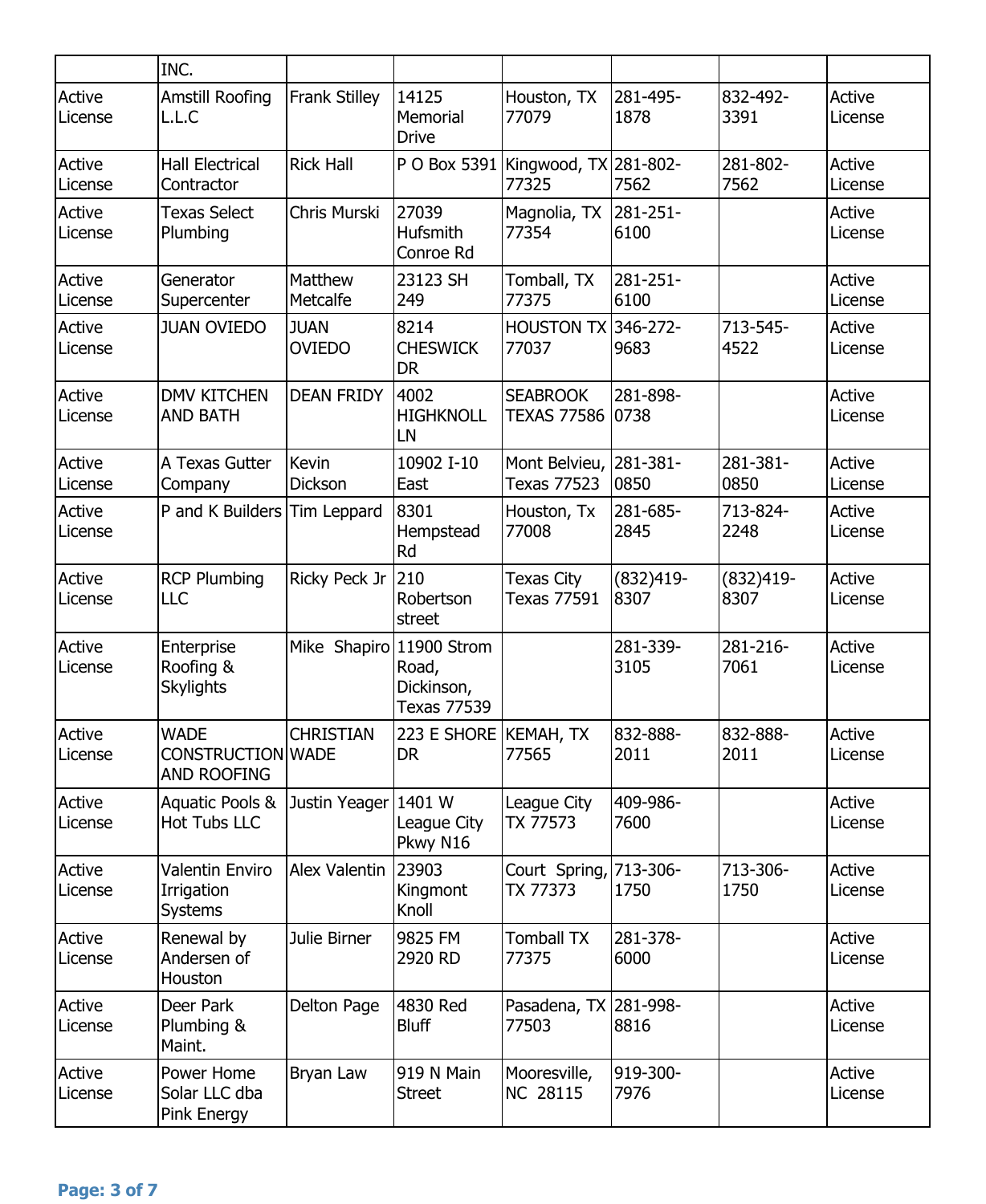| | | | | | | | |
|---|---|---|---|---|---|---|---|
| | INC. | | | | | | |
| Active License | Amstill Roofing L.L.C | Frank Stilley | 14125 Memorial Drive | Houston, TX 77079 | 281-495-1878 | 832-492-3391 | Active License |
| Active License | Hall Electrical Contractor | Rick Hall | P O Box 5391 | Kingwood, TX 77325 | 281-802-7562 | 281-802-7562 | Active License |
| Active License | Texas Select Plumbing | Chris Murski | 27039 Hufsmith Conroe Rd | Magnolia, TX 77354 | 281-251-6100 | | Active License |
| Active License | Generator Supercenter | Matthew Metcalfe | 23123 SH 249 | Tomball, TX 77375 | 281-251-6100 | | Active License |
| Active License | JUAN OVIEDO | JUAN OVIEDO | 8214 CHESWICK DR | HOUSTON TX 77037 | 346-272-9683 | 713-545-4522 | Active License |
| Active License | DMV KITCHEN AND BATH | DEAN FRIDY | 4002 HIGHKNOLL LN | SEABROOK TEXAS 77586 | 281-898-0738 | | Active License |
| Active License | A Texas Gutter Company | Kevin Dickson | 10902 I-10 East | Mont Belvieu, Texas 77523 | 281-381-0850 | 281-381-0850 | Active License |
| Active License | P and K Builders | Tim Leppard | 8301 Hempstead Rd | Houston, Tx 77008 | 281-685-2845 | 713-824-2248 | Active License |
| Active License | RCP Plumbing LLC | Ricky Peck Jr | 210 Robertson street | Texas City Texas 77591 | (832)419-8307 | (832)419-8307 | Active License |
| Active License | Enterprise Roofing & Skylights | Mike Shapiro | 11900 Strom Road, Dickinson, Texas 77539 | | 281-339-3105 | 281-216-7061 | Active License |
| Active License | WADE CONSTRUCTION AND ROOFING | CHRISTIAN WADE | 223 E SHORE DR | KEMAH, TX 77565 | 832-888-2011 | 832-888-2011 | Active License |
| Active License | Aquatic Pools & Hot Tubs LLC | Justin Yeager | 1401 W League City Pkwy N16 | League City TX 77573 | 409-986-7600 | | Active License |
| Active License | Valentin Enviro Irrigation Systems | Alex Valentin | 23903 Kingmont Knoll | Court Spring, TX 77373 | 713-306-1750 | 713-306-1750 | Active License |
| Active License | Renewal by Andersen of Houston | Julie Birner | 9825 FM 2920 RD | Tomball TX 77375 | 281-378-6000 | | Active License |
| Active License | Deer Park Plumbing & Maint. | Delton Page | 4830 Red Bluff | Pasadena, TX 77503 | 281-998-8816 | | Active License |
| Active License | Power Home Solar LLC dba Pink Energy | Bryan Law | 919 N Main Street | Mooresville, NC 28115 | 919-300-7976 | | Active License |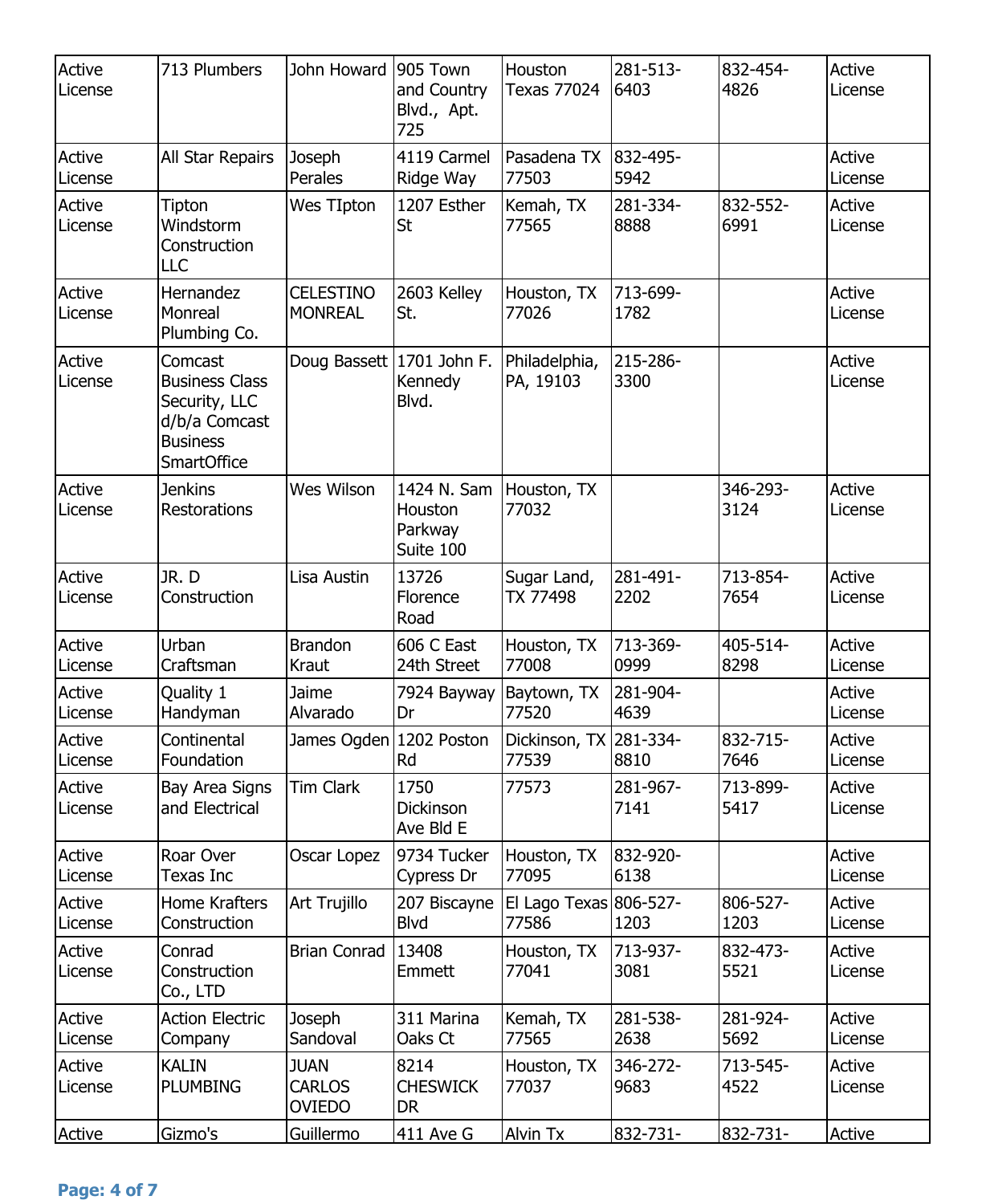| | | | | | | | |
|---|---|---|---|---|---|---|---|
| Active License | 713 Plumbers | John Howard | 905 Town and Country Blvd., Apt. 725 | Houston Texas 77024 | 281-513-6403 | 832-454-4826 | Active License |
| Active License | All Star Repairs | Joseph Perales | 4119 Carmel Ridge Way | Pasadena TX 77503 | 832-495-5942 | | Active License |
| Active License | Tipton Windstorm Construction LLC | Wes TIpton | 1207 Esther St | Kemah, TX 77565 | 281-334-8888 | 832-552-6991 | Active License |
| Active License | Hernandez Monreal Plumbing Co. | CELESTINO MONREAL | 2603 Kelley St. | Houston, TX 77026 | 713-699-1782 | | Active License |
| Active License | Comcast Business Class Security, LLC d/b/a Comcast Business SmartOffice | Doug Bassett | 1701 John F. Kennedy Blvd. | Philadelphia, PA, 19103 | 215-286-3300 | | Active License |
| Active License | Jenkins Restorations | Wes Wilson | 1424 N. Sam Houston Parkway Suite 100 | Houston, TX 77032 | | 346-293-3124 | Active License |
| Active License | JR. D Construction | Lisa Austin | 13726 Florence Road | Sugar Land, TX 77498 | 281-491-2202 | 713-854-7654 | Active License |
| Active License | Urban Craftsman | Brandon Kraut | 606 C East 24th Street | Houston, TX 77008 | 713-369-0999 | 405-514-8298 | Active License |
| Active License | Quality 1 Handyman | Jaime Alvarado | 7924 Bayway Dr | Baytown, TX 77520 | 281-904-4639 | | Active License |
| Active License | Continental Foundation | James Ogden | 1202 Poston Rd | Dickinson, TX 77539 | 281-334-8810 | 832-715-7646 | Active License |
| Active License | Bay Area Signs and Electrical | Tim Clark | 1750 Dickinson Ave Bld E | 77573 | 281-967-7141 | 713-899-5417 | Active License |
| Active License | Roar Over Texas Inc | Oscar Lopez | 9734 Tucker Cypress Dr | Houston, TX 77095 | 832-920-6138 | | Active License |
| Active License | Home Krafters Construction | Art Trujillo | 207 Biscayne Blvd | El Lago Texas 77586 | 806-527-1203 | 806-527-1203 | Active License |
| Active License | Conrad Construction Co., LTD | Brian Conrad | 13408 Emmett | Houston, TX 77041 | 713-937-3081 | 832-473-5521 | Active License |
| Active License | Action Electric Company | Joseph Sandoval | 311 Marina Oaks Ct | Kemah, TX 77565 | 281-538-2638 | 281-924-5692 | Active License |
| Active License | KALIN PLUMBING | JUAN CARLOS OVIEDO | 8214 CHESWICK DR | Houston, TX 77037 | 346-272-9683 | 713-545-4522 | Active License |
| Active | Gizmo's | Guillermo | 411 Ave G | Alvin Tx | 832-731- | 832-731- | Active |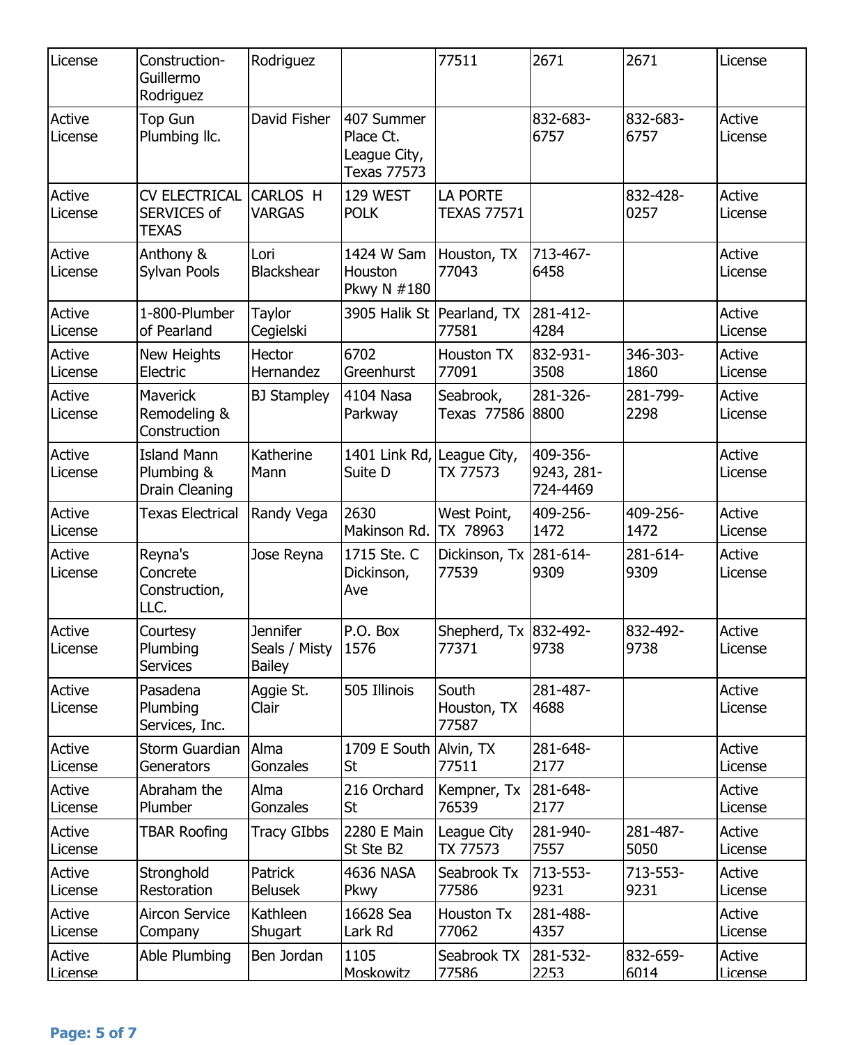| | | | | | | | |
|---|---|---|---|---|---|---|---|
| License | Construction-Guillermo Rodriguez | Rodriguez | | 77511 | 2671 | 2671 | License |
| Active License | Top Gun Plumbing llc. | David Fisher | 407 Summer Place Ct. League City, Texas 77573 | | 832-683-6757 | 832-683-6757 | Active License |
| Active License | CV ELECTRICAL SERVICES of TEXAS | CARLOS H VARGAS | 129 WEST POLK | LA PORTE TEXAS 77571 | | 832-428-0257 | Active License |
| Active License | Anthony & Sylvan Pools | Lori Blackshear | 1424 W Sam Houston Pkwy N #180 | Houston, TX 77043 | 713-467-6458 | | Active License |
| Active License | 1-800-Plumber of Pearland | Taylor Cegielski | 3905 Halik St | Pearland, TX 77581 | 281-412-4284 | | Active License |
| Active License | New Heights Electric | Hector Hernandez | 6702 Greenhurst | Houston TX 77091 | 832-931-3508 | 346-303-1860 | Active License |
| Active License | Maverick Remodeling & Construction | BJ Stampley | 4104 Nasa Parkway | Seabrook, Texas 77586 | 281-326-8800 | 281-799-2298 | Active License |
| Active License | Island Mann Plumbing & Drain Cleaning | Katherine Mann | 1401 Link Rd, Suite D | League City, TX 77573 | 409-356-9243, 281-724-4469 | | Active License |
| Active License | Texas Electrical | Randy Vega | 2630 Makinson Rd. | West Point, TX 78963 | 409-256-1472 | 409-256-1472 | Active License |
| Active License | Reyna's Concrete Construction, LLC. | Jose Reyna | 1715 Ste. C Dickinson, Ave | Dickinson, Tx 77539 | 281-614-9309 | 281-614-9309 | Active License |
| Active License | Courtesy Plumbing Services | Jennifer Seals / Misty Bailey | P.O. Box 1576 | Shepherd, Tx 77371 | 832-492-9738 | 832-492-9738 | Active License |
| Active License | Pasadena Plumbing Services, Inc. | Aggie St. Clair | 505 Illinois | South Houston, TX 77587 | 281-487-4688 | | Active License |
| Active License | Storm Guardian Generators | Alma Gonzales | 1709 E South St | Alvin, TX 77511 | 281-648-2177 | | Active License |
| Active License | Abraham the Plumber | Alma Gonzales | 216 Orchard St | Kempner, Tx 76539 | 281-648-2177 | | Active License |
| Active License | TBAR Roofing | Tracy GIbbs | 2280 E Main St Ste B2 | League City TX 77573 | 281-940-7557 | 281-487-5050 | Active License |
| Active License | Stronghold Restoration | Patrick Belusek | 4636 NASA Pkwy | Seabrook Tx 77586 | 713-553-9231 | 713-553-9231 | Active License |
| Active License | Aircon Service Company | Kathleen Shugart | 16628 Sea Lark Rd | Houston Tx 77062 | 281-488-4357 | | Active License |
| Active License | Able Plumbing | Ben Jordan | 1105 Moskowitz | Seabrook TX 77586 | 281-532-2253 | 832-659-6014 | Active License |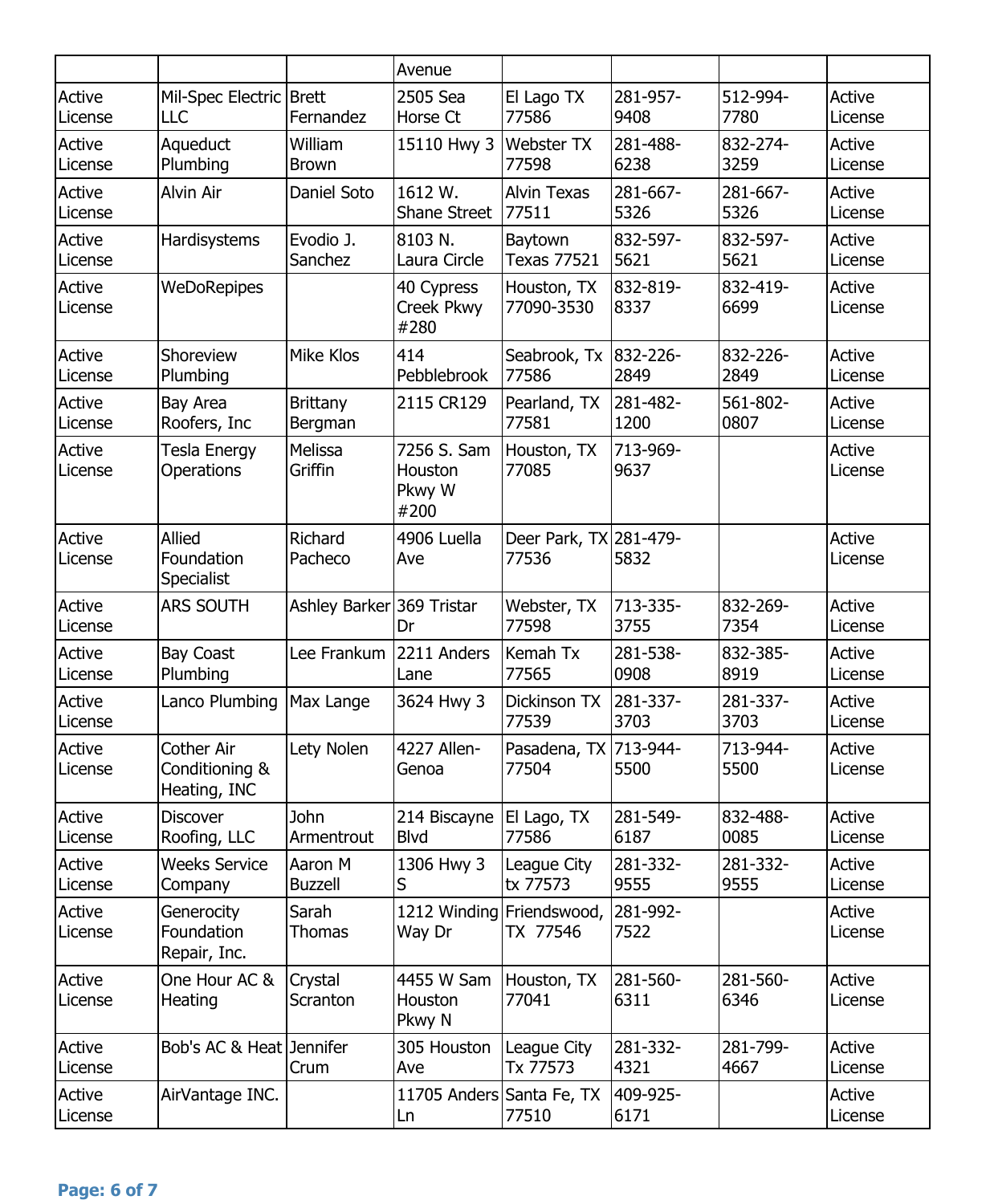| | | | | | | | |
|---|---|---|---|---|---|---|---|
| | | | Avenue | | | | |
| Active License | Mil-Spec Electric LLC | Brett Fernandez | 2505 Sea Horse Ct | El Lago TX 77586 | 281-957-9408 | 512-994-7780 | Active License |
| Active License | Aqueduct Plumbing | William Brown | 15110 Hwy 3 | Webster TX 77598 | 281-488-6238 | 832-274-3259 | Active License |
| Active License | Alvin Air | Daniel Soto | 1612 W. Shane Street | Alvin Texas 77511 | 281-667-5326 | 281-667-5326 | Active License |
| Active License | Hardisystems | Evodio J. Sanchez | 8103 N. Laura Circle | Baytown Texas 77521 | 832-597-5621 | 832-597-5621 | Active License |
| Active License | WeDoRepipes | | 40 Cypress Creek Pkwy #280 | Houston, TX 77090-3530 | 832-819-8337 | 832-419-6699 | Active License |
| Active License | Shoreview Plumbing | Mike Klos | 414 Pebblebrook | Seabrook, Tx 77586 | 832-226-2849 | 832-226-2849 | Active License |
| Active License | Bay Area Roofers, Inc | Brittany Bergman | 2115 CR129 | Pearland, TX 77581 | 281-482-1200 | 561-802-0807 | Active License |
| Active License | Tesla Energy Operations | Melissa Griffin | 7256 S. Sam Houston Pkwy W #200 | Houston, TX 77085 | 713-969-9637 | | Active License |
| Active License | Allied Foundation Specialist | Richard Pacheco | 4906 Luella Ave | Deer Park, TX 77536 | 281-479-5832 | | Active License |
| Active License | ARS SOUTH | Ashley Barker | 369 Tristar Dr | Webster, TX 77598 | 713-335-3755 | 832-269-7354 | Active License |
| Active License | Bay Coast Plumbing | Lee Frankum | 2211 Anders Lane | Kemah Tx 77565 | 281-538-0908 | 832-385-8919 | Active License |
| Active License | Lanco Plumbing | Max Lange | 3624 Hwy 3 | Dickinson TX 77539 | 281-337-3703 | 281-337-3703 | Active License |
| Active License | Cother Air Conditioning & Heating, INC | Lety Nolen | 4227 Allen-Genoa | Pasadena, TX 77504 | 713-944-5500 | 713-944-5500 | Active License |
| Active License | Discover Roofing, LLC | John Armentrout | 214 Biscayne Blvd | El Lago, TX 77586 | 281-549-6187 | 832-488-0085 | Active License |
| Active License | Weeks Service Company | Aaron M Buzzell | 1306 Hwy 3 S | League City tx 77573 | 281-332-9555 | 281-332-9555 | Active License |
| Active License | Generocity Foundation Repair, Inc. | Sarah Thomas | 1212 Winding Way Dr | Friendswood, TX 77546 | 281-992-7522 | | Active License |
| Active License | One Hour AC & Heating | Crystal Scranton | 4455 W Sam Houston Pkwy N | Houston, TX 77041 | 281-560-6311 | 281-560-6346 | Active License |
| Active License | Bob's AC & Heat | Jennifer Crum | 305 Houston Ave | League City Tx 77573 | 281-332-4321 | 281-799-4667 | Active License |
| Active License | AirVantage INC. | | 11705 Anders Ln | Santa Fe, TX 77510 | 409-925-6171 | | Active License |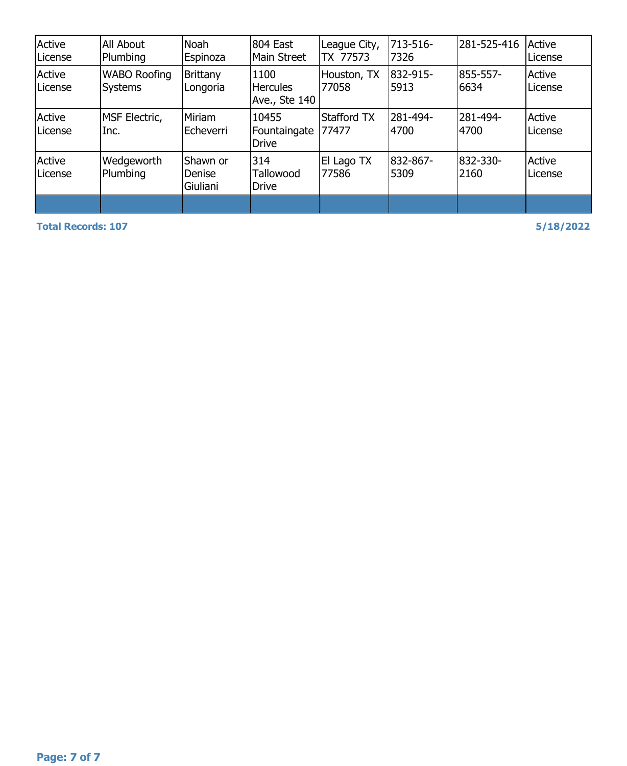| | | | | | | | |
|---|---|---|---|---|---|---|---|
| Active License | All About Plumbing | Noah Espinoza | 804 East Main Street | League City, TX 77573 | 713-516-7326 | 281-525-416 | Active License |
| Active License | WABO Roofing Systems | Brittany Longoria | 1100 Hercules Ave., Ste 140 | Houston, TX 77058 | 832-915-5913 | 855-557-6634 | Active License |
| Active License | MSF Electric, Inc. | Miriam Echeverri | 10455 Fountaingate Drive | Stafford TX 77477 | 281-494-4700 | 281-494-4700 | Active License |
| Active License | Wedgeworth Plumbing | Shawn or Denise Giuliani | 314 Tallowood Drive | El Lago TX 77586 | 832-867-5309 | 832-330-2160 | Active License |
| | | | | | | | |

**Total Records: 107**

**5/18/2022**